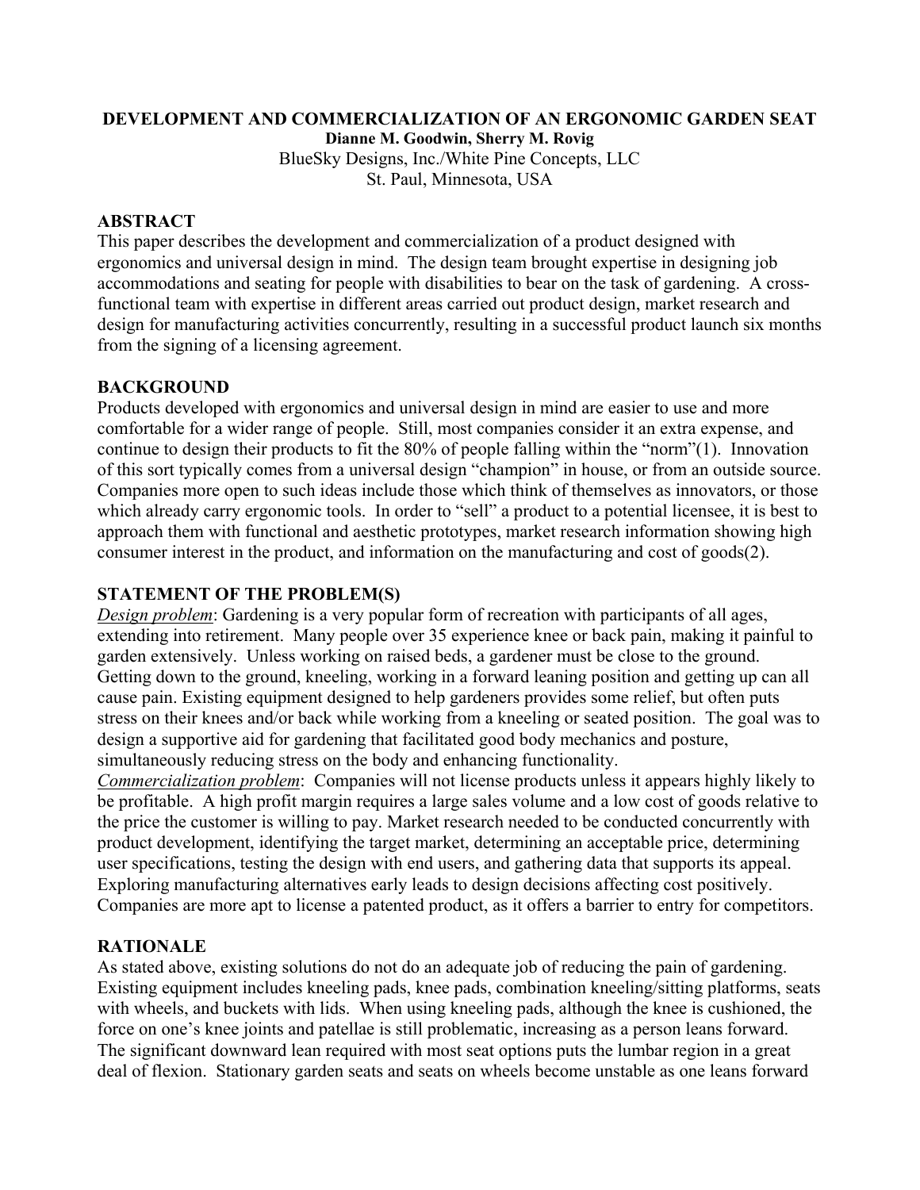# DEVELOPMENT AND COMMERCIALIZATION OF AN ERGONOMIC GARDEN SEAT

**Dianne M. Goodwin, Sherry M. Rovig**

BlueSky Designs, Inc./White Pine Concepts, LLC
St. Paul, Minnesota, USA

## ABSTRACT

This paper describes the development and commercialization of a product designed with ergonomics and universal design in mind. The design team brought expertise in designing job accommodations and seating for people with disabilities to bear on the task of gardening. A cross-functional team with expertise in different areas carried out product design, market research and design for manufacturing activities concurrently, resulting in a successful product launch six months from the signing of a licensing agreement.

## BACKGROUND

Products developed with ergonomics and universal design in mind are easier to use and more comfortable for a wider range of people. Still, most companies consider it an extra expense, and continue to design their products to fit the 80% of people falling within the "norm"(1). Innovation of this sort typically comes from a universal design "champion" in house, or from an outside source. Companies more open to such ideas include those which think of themselves as innovators, or those which already carry ergonomic tools. In order to "sell" a product to a potential licensee, it is best to approach them with functional and aesthetic prototypes, market research information showing high consumer interest in the product, and information on the manufacturing and cost of goods(2).

## STATEMENT OF THE PROBLEM(S)

*Design problem*: Gardening is a very popular form of recreation with participants of all ages, extending into retirement. Many people over 35 experience knee or back pain, making it painful to garden extensively. Unless working on raised beds, a gardener must be close to the ground. Getting down to the ground, kneeling, working in a forward leaning position and getting up can all cause pain. Existing equipment designed to help gardeners provides some relief, but often puts stress on their knees and/or back while working from a kneeling or seated position. The goal was to design a supportive aid for gardening that facilitated good body mechanics and posture, simultaneously reducing stress on the body and enhancing functionality.

*Commercialization problem*: Companies will not license products unless it appears highly likely to be profitable. A high profit margin requires a large sales volume and a low cost of goods relative to the price the customer is willing to pay. Market research needed to be conducted concurrently with product development, identifying the target market, determining an acceptable price, determining user specifications, testing the design with end users, and gathering data that supports its appeal. Exploring manufacturing alternatives early leads to design decisions affecting cost positively. Companies are more apt to license a patented product, as it offers a barrier to entry for competitors.

## RATIONALE

As stated above, existing solutions do not do an adequate job of reducing the pain of gardening. Existing equipment includes kneeling pads, knee pads, combination kneeling/sitting platforms, seats with wheels, and buckets with lids. When using kneeling pads, although the knee is cushioned, the force on one's knee joints and patellae is still problematic, increasing as a person leans forward. The significant downward lean required with most seat options puts the lumbar region in a great deal of flexion. Stationary garden seats and seats on wheels become unstable as one leans forward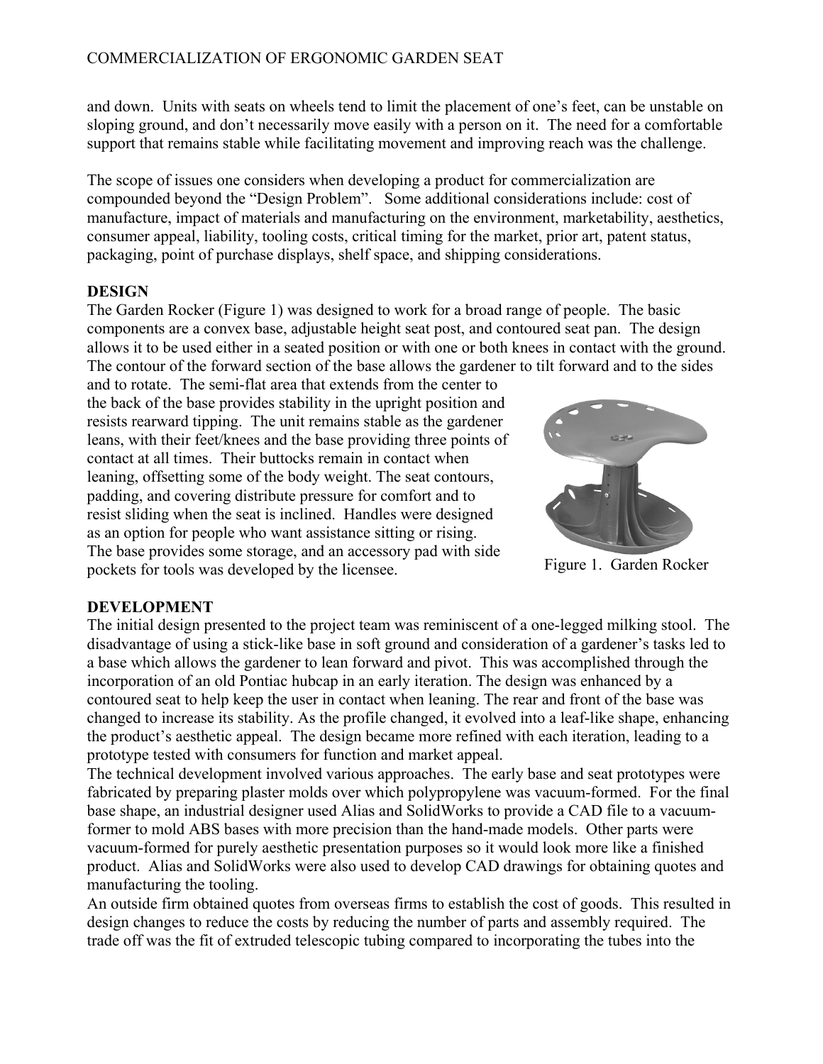and down. Units with seats on wheels tend to limit the placement of one's feet, can be unstable on sloping ground, and don't necessarily move easily with a person on it. The need for a comfortable support that remains stable while facilitating movement and improving reach was the challenge.

The scope of issues one considers when developing a product for commercialization are compounded beyond the "Design Problem". Some additional considerations include: cost of manufacture, impact of materials and manufacturing on the environment, marketability, aesthetics, consumer appeal, liability, tooling costs, critical timing for the market, prior art, patent status, packaging, point of purchase displays, shelf space, and shipping considerations.

## DESIGN

The Garden Rocker (Figure 1) was designed to work for a broad range of people. The basic components are a convex base, adjustable height seat post, and contoured seat pan. The design allows it to be used either in a seated position or with one or both knees in contact with the ground. The contour of the forward section of the base allows the gardener to tilt forward and to the sides and to rotate. The semi-flat area that extends from the center to the back of the base provides stability in the upright position and resists rearward tipping. The unit remains stable as the gardener leans, with their feet/knees and the base providing three points of contact at all times. Their buttocks remain in contact when leaning, offsetting some of the body weight. The seat contours, padding, and covering distribute pressure for comfort and to resist sliding when the seat is inclined. Handles were designed as an option for people who want assistance sitting or rising. The base provides some storage, and an accessory pad with side pockets for tools was developed by the licensee.

Figure 1. Garden Rocker

## DEVELOPMENT

The initial design presented to the project team was reminiscent of a one-legged milking stool. The disadvantage of using a stick-like base in soft ground and consideration of a gardener's tasks led to a base which allows the gardener to lean forward and pivot. This was accomplished through the incorporation of an old Pontiac hubcap in an early iteration. The design was enhanced by a contoured seat to help keep the user in contact when leaning. The rear and front of the base was changed to increase its stability. As the profile changed, it evolved into a leaf-like shape, enhancing the product's aesthetic appeal. The design became more refined with each iteration, leading to a prototype tested with consumers for function and market appeal.

The technical development involved various approaches. The early base and seat prototypes were fabricated by preparing plaster molds over which polypropylene was vacuum-formed. For the final base shape, an industrial designer used Alias and SolidWorks to provide a CAD file to a vacuum-former to mold ABS bases with more precision than the hand-made models. Other parts were vacuum-formed for purely aesthetic presentation purposes so it would look more like a finished product. Alias and SolidWorks were also used to develop CAD drawings for obtaining quotes and manufacturing the tooling.

An outside firm obtained quotes from overseas firms to establish the cost of goods. This resulted in design changes to reduce the costs by reducing the number of parts and assembly required. The trade off was the fit of extruded telescopic tubing compared to incorporating the tubes into the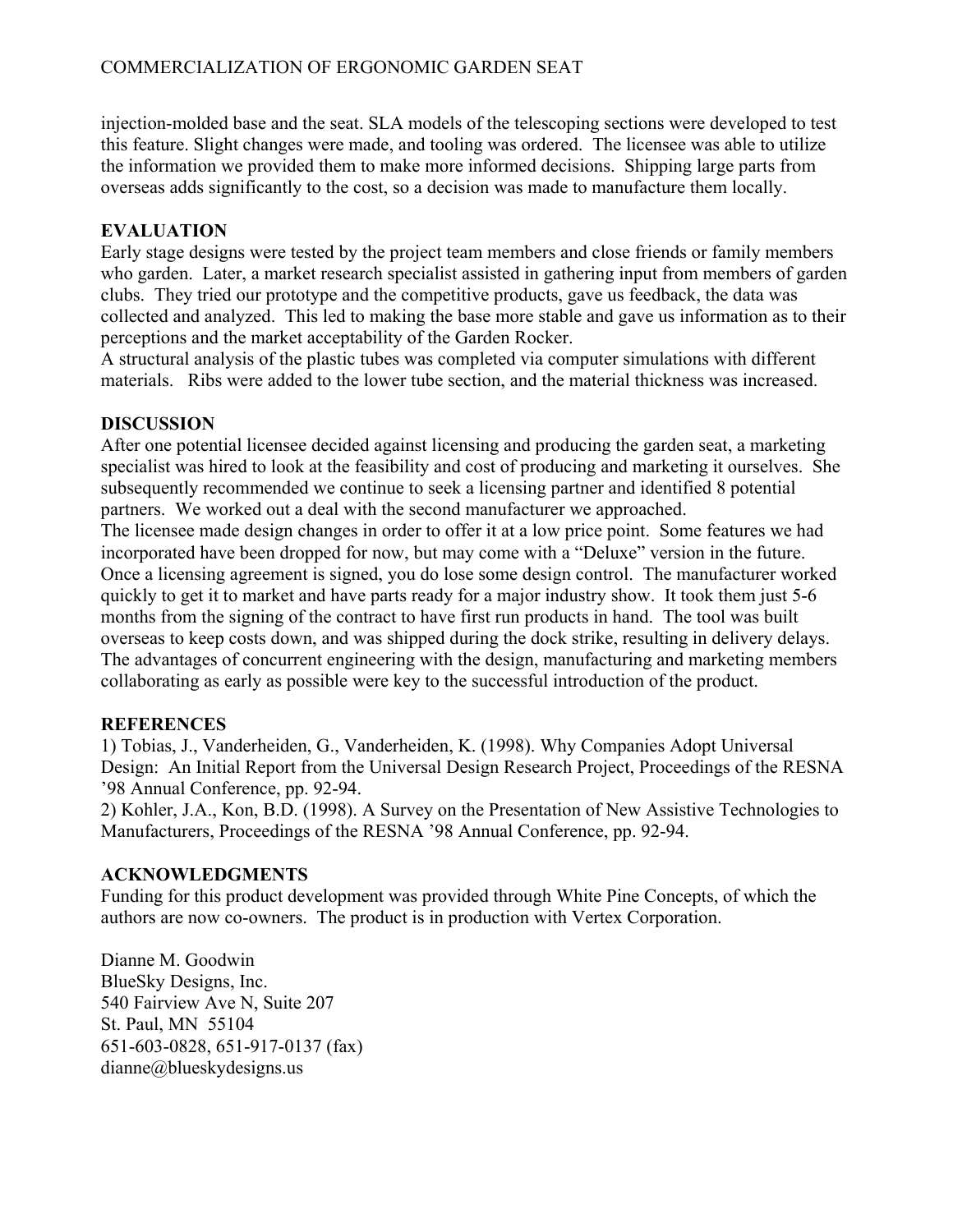injection-molded base and the seat. SLA models of the telescoping sections were developed to test this feature. Slight changes were made, and tooling was ordered. The licensee was able to utilize the information we provided them to make more informed decisions. Shipping large parts from overseas adds significantly to the cost, so a decision was made to manufacture them locally.

## EVALUATION

Early stage designs were tested by the project team members and close friends or family members who garden. Later, a market research specialist assisted in gathering input from members of garden clubs. They tried our prototype and the competitive products, gave us feedback, the data was collected and analyzed. This led to making the base more stable and gave us information as to their perceptions and the market acceptability of the Garden Rocker.

A structural analysis of the plastic tubes was completed via computer simulations with different materials. Ribs were added to the lower tube section, and the material thickness was increased.

## DISCUSSION

After one potential licensee decided against licensing and producing the garden seat, a marketing specialist was hired to look at the feasibility and cost of producing and marketing it ourselves. She subsequently recommended we continue to seek a licensing partner and identified 8 potential partners. We worked out a deal with the second manufacturer we approached.

The licensee made design changes in order to offer it at a low price point. Some features we had incorporated have been dropped for now, but may come with a "Deluxe" version in the future. Once a licensing agreement is signed, you do lose some design control. The manufacturer worked quickly to get it to market and have parts ready for a major industry show. It took them just 5-6 months from the signing of the contract to have first run products in hand. The tool was built overseas to keep costs down, and was shipped during the dock strike, resulting in delivery delays. The advantages of concurrent engineering with the design, manufacturing and marketing members collaborating as early as possible were key to the successful introduction of the product.

## REFERENCES

1) Tobias, J., Vanderheiden, G., Vanderheiden, K. (1998). Why Companies Adopt Universal Design: An Initial Report from the Universal Design Research Project, Proceedings of the RESNA '98 Annual Conference, pp. 92-94.

2) Kohler, J.A., Kon, B.D. (1998). A Survey on the Presentation of New Assistive Technologies to Manufacturers, Proceedings of the RESNA '98 Annual Conference, pp. 92-94.

## ACKNOWLEDGMENTS

Funding for this product development was provided through White Pine Concepts, of which the authors are now co-owners. The product is in production with Vertex Corporation.

Dianne M. Goodwin
BlueSky Designs, Inc.
540 Fairview Ave N, Suite 207
St. Paul, MN 55104
651-603-0828, 651-917-0137 (fax)
dianne@blueskydesigns.us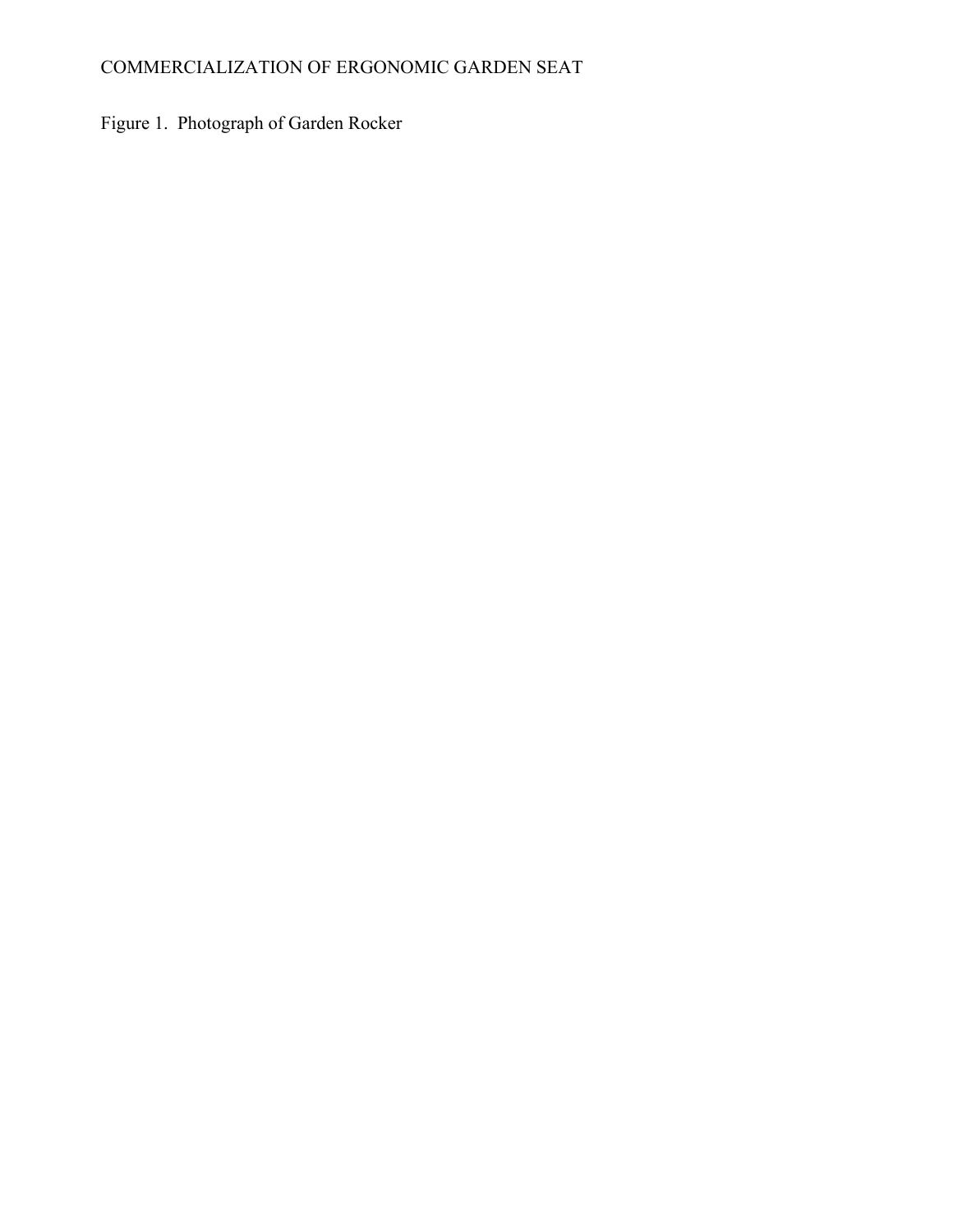Figure 1. Photograph of Garden Rocker